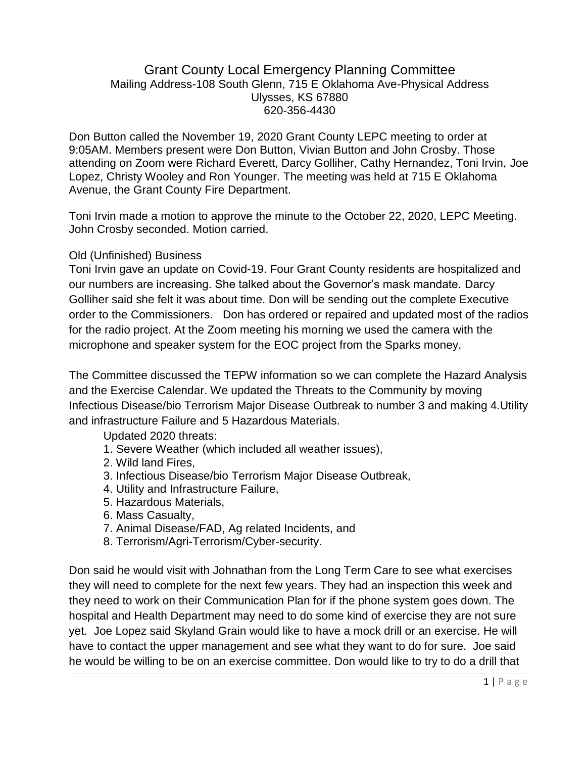# Grant County Local Emergency Planning Committee

Mailing Address-108 South Glenn, 715 E Oklahoma Ave-Physical Address
Ulysses, KS 67880
620-356-4430

Don Button called the November 19, 2020 Grant County LEPC meeting to order at 9:05AM. Members present were Don Button, Vivian Button and John Crosby. Those attending on Zoom were Richard Everett, Darcy Golliher, Cathy Hernandez, Toni Irvin, Joe Lopez, Christy Wooley and Ron Younger. The meeting was held at 715 E Oklahoma Avenue, the Grant County Fire Department.

Toni Irvin made a motion to approve the minute to the October 22, 2020, LEPC Meeting. John Crosby seconded. Motion carried.

Old (Unfinished) Business

Toni Irvin gave an update on Covid-19. Four Grant County residents are hospitalized and our numbers are increasing. She talked about the Governor's mask mandate. Darcy Golliher said she felt it was about time. Don will be sending out the complete Executive order to the Commissioners. Don has ordered or repaired and updated most of the radios for the radio project. At the Zoom meeting his morning we used the camera with the microphone and speaker system for the EOC project from the Sparks money.

The Committee discussed the TEPW information so we can complete the Hazard Analysis and the Exercise Calendar. We updated the Threats to the Community by moving Infectious Disease/bio Terrorism Major Disease Outbreak to number 3 and making 4.Utility and infrastructure Failure and 5 Hazardous Materials.

Updated 2020 threats:

1. Severe Weather (which included all weather issues),
2. Wild land Fires,
3. Infectious Disease/bio Terrorism Major Disease Outbreak,
4. Utility and Infrastructure Failure,
5. Hazardous Materials,
6. Mass Casualty,
7. Animal Disease/FAD, Ag related Incidents, and
8. Terrorism/Agri-Terrorism/Cyber-security.

Don said he would visit with Johnathan from the Long Term Care to see what exercises they will need to complete for the next few years. They had an inspection this week and they need to work on their Communication Plan for if the phone system goes down. The hospital and Health Department may need to do some kind of exercise they are not sure yet. Joe Lopez said Skyland Grain would like to have a mock drill or an exercise. He will have to contact the upper management and see what they want to do for sure. Joe said he would be willing to be on an exercise committee. Don would like to try to do a drill that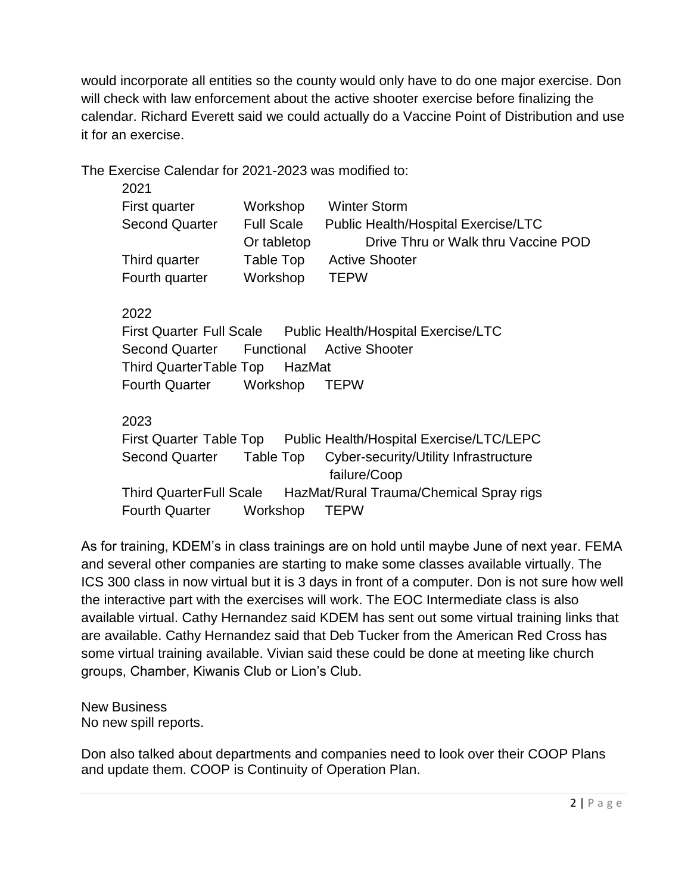would incorporate all entities so the county would only have to do one major exercise. Don will check with law enforcement about the active shooter exercise before finalizing the calendar. Richard Everett said we could actually do a Vaccine Point of Distribution and use it for an exercise.

The Exercise Calendar for 2021-2023 was modified to:

2021

| | | |
|---|---|---|
| First quarter | Workshop | Winter Storm |
| Second Quarter | Full Scale | Public Health/Hospital Exercise/LTC |
| | Or tabletop | Drive Thru or Walk thru Vaccine POD |
| Third quarter | Table Top | Active Shooter |
| Fourth quarter | Workshop | TEPW |

2022

| | | |
|---|---|---|
| First Quarter | Full Scale | Public Health/Hospital Exercise/LTC |
| Second Quarter | Functional | Active Shooter |
| Third Quarter | Table Top | HazMat |
| Fourth Quarter | Workshop | TEPW |

2023

| | | |
|---|---|---|
| First Quarter | Table Top | Public Health/Hospital Exercise/LTC/LEPC |
| Second Quarter | Table Top | Cyber-security/Utility Infrastructure failure/Coop |
| Third Quarter | Full Scale | HazMat/Rural Trauma/Chemical Spray rigs |
| Fourth Quarter | Workshop | TEPW |

As for training, KDEM's in class trainings are on hold until maybe June of next year. FEMA and several other companies are starting to make some classes available virtually. The ICS 300 class in now virtual but it is 3 days in front of a computer. Don is not sure how well the interactive part with the exercises will work. The EOC Intermediate class is also available virtual. Cathy Hernandez said KDEM has sent out some virtual training links that are available. Cathy Hernandez said that Deb Tucker from the American Red Cross has some virtual training available. Vivian said these could be done at meeting like church groups, Chamber, Kiwanis Club or Lion's Club.

New Business
No new spill reports.

Don also talked about departments and companies need to look over their COOP Plans and update them. COOP is Continuity of Operation Plan.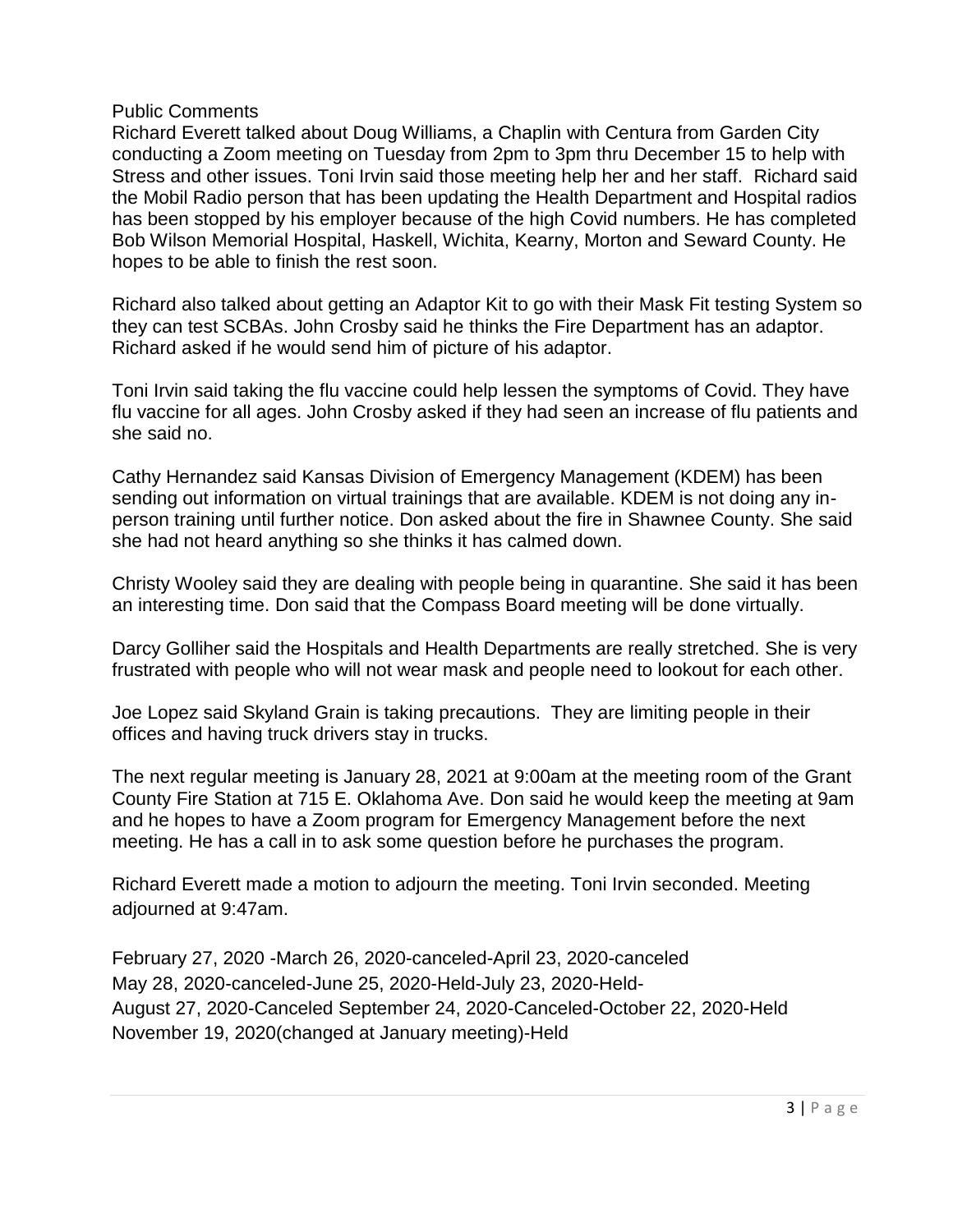Public Comments

Richard Everett talked about Doug Williams, a Chaplin with Centura from Garden City conducting a Zoom meeting on Tuesday from 2pm to 3pm thru December 15 to help with Stress and other issues. Toni Irvin said those meeting help her and her staff. Richard said the Mobil Radio person that has been updating the Health Department and Hospital radios has been stopped by his employer because of the high Covid numbers. He has completed Bob Wilson Memorial Hospital, Haskell, Wichita, Kearny, Morton and Seward County. He hopes to be able to finish the rest soon.

Richard also talked about getting an Adaptor Kit to go with their Mask Fit testing System so they can test SCBAs. John Crosby said he thinks the Fire Department has an adaptor. Richard asked if he would send him of picture of his adaptor.

Toni Irvin said taking the flu vaccine could help lessen the symptoms of Covid. They have flu vaccine for all ages. John Crosby asked if they had seen an increase of flu patients and she said no.

Cathy Hernandez said Kansas Division of Emergency Management (KDEM) has been sending out information on virtual trainings that are available. KDEM is not doing any in-person training until further notice. Don asked about the fire in Shawnee County. She said she had not heard anything so she thinks it has calmed down.

Christy Wooley said they are dealing with people being in quarantine. She said it has been an interesting time. Don said that the Compass Board meeting will be done virtually.

Darcy Golliher said the Hospitals and Health Departments are really stretched. She is very frustrated with people who will not wear mask and people need to lookout for each other.

Joe Lopez said Skyland Grain is taking precautions. They are limiting people in their offices and having truck drivers stay in trucks.

The next regular meeting is January 28, 2021 at 9:00am at the meeting room of the Grant County Fire Station at 715 E. Oklahoma Ave. Don said he would keep the meeting at 9am and he hopes to have a Zoom program for Emergency Management before the next meeting. He has a call in to ask some question before he purchases the program.

Richard Everett made a motion to adjourn the meeting. Toni Irvin seconded. Meeting adjourned at 9:47am.

February 27, 2020 -March 26, 2020-canceled-April 23, 2020-canceled
May 28, 2020-canceled-June 25, 2020-Held-July 23, 2020-Held-
August 27, 2020-Canceled September 24, 2020-Canceled-October 22, 2020-Held
November 19, 2020(changed at January meeting)-Held